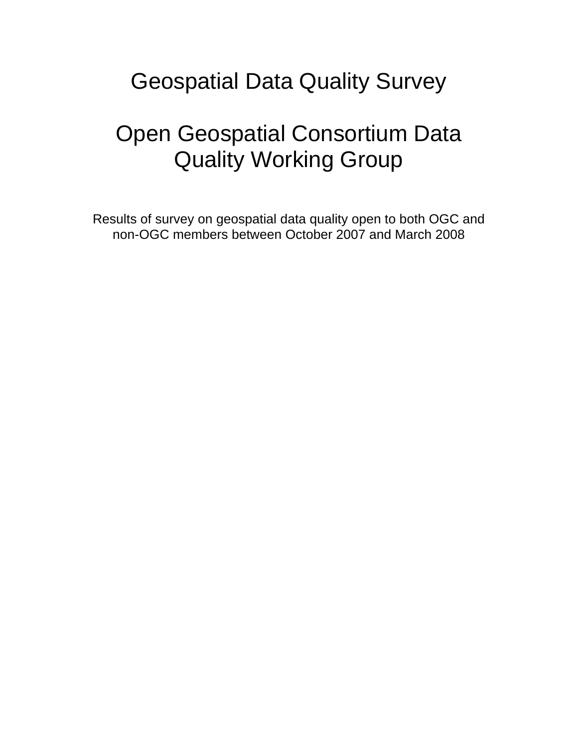# Geospatial Data Quality Survey

# Open Geospatial Consortium Data Quality Working Group

Results of survey on geospatial data quality open to both OGC and non-OGC members between October 2007 and March 2008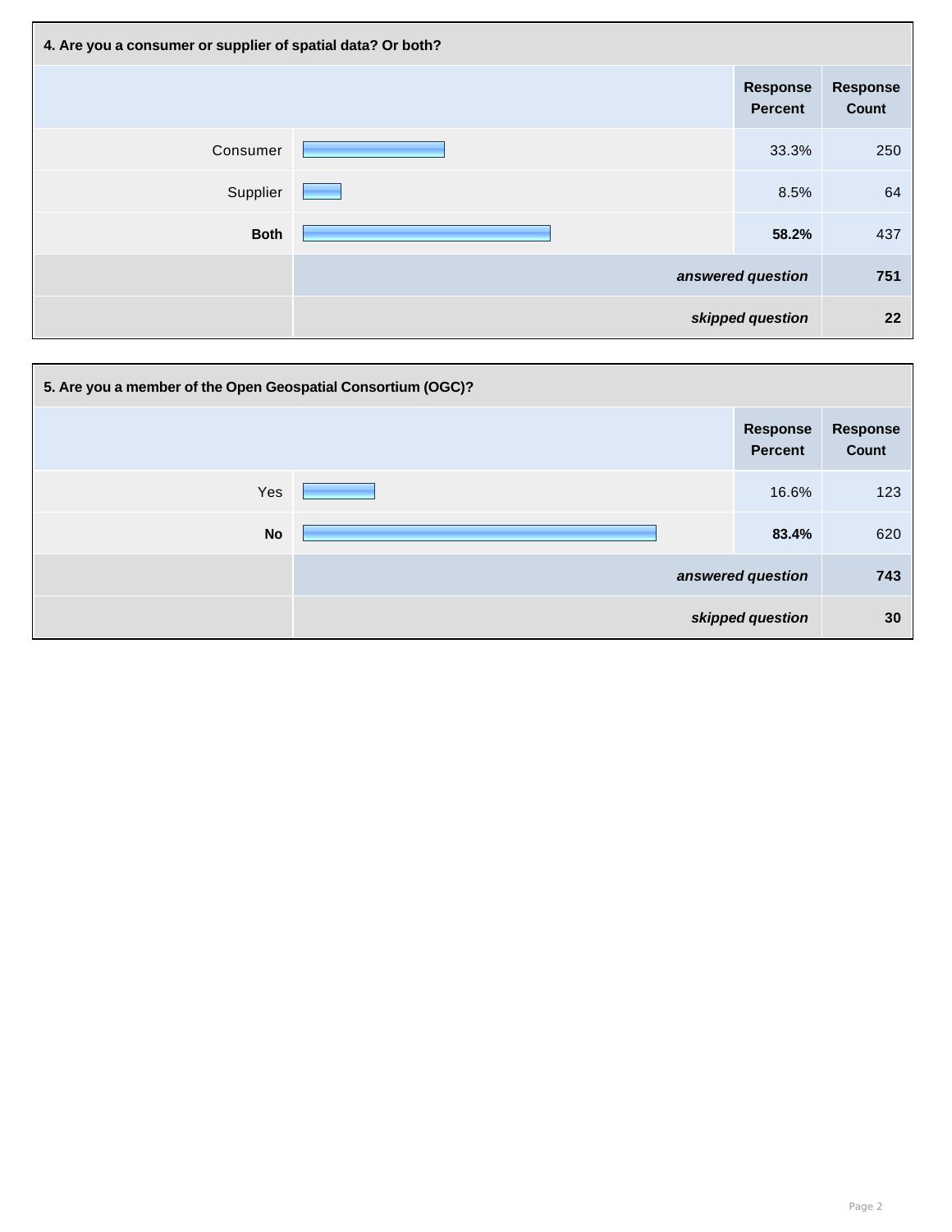**4. Are you a consumer or supplier of spatial data? Or both?**

| | Response Percent | Response Count |
|---|---|---|
| Consumer | 33.3% | 250 |
| Supplier | 8.5% | 64 |
| **Both** | **58.2%** | 437 |
| | ***answered question*** | **751** |
| | ***skipped question*** | **22** |

**5. Are you a member of the Open Geospatial Consortium (OGC)?**

| | Response Percent | Response Count |
|---|---|---|
| Yes | 16.6% | 123 |
| **No** | **83.4%** | 620 |
| | ***answered question*** | **743** |
| | ***skipped question*** | **30** |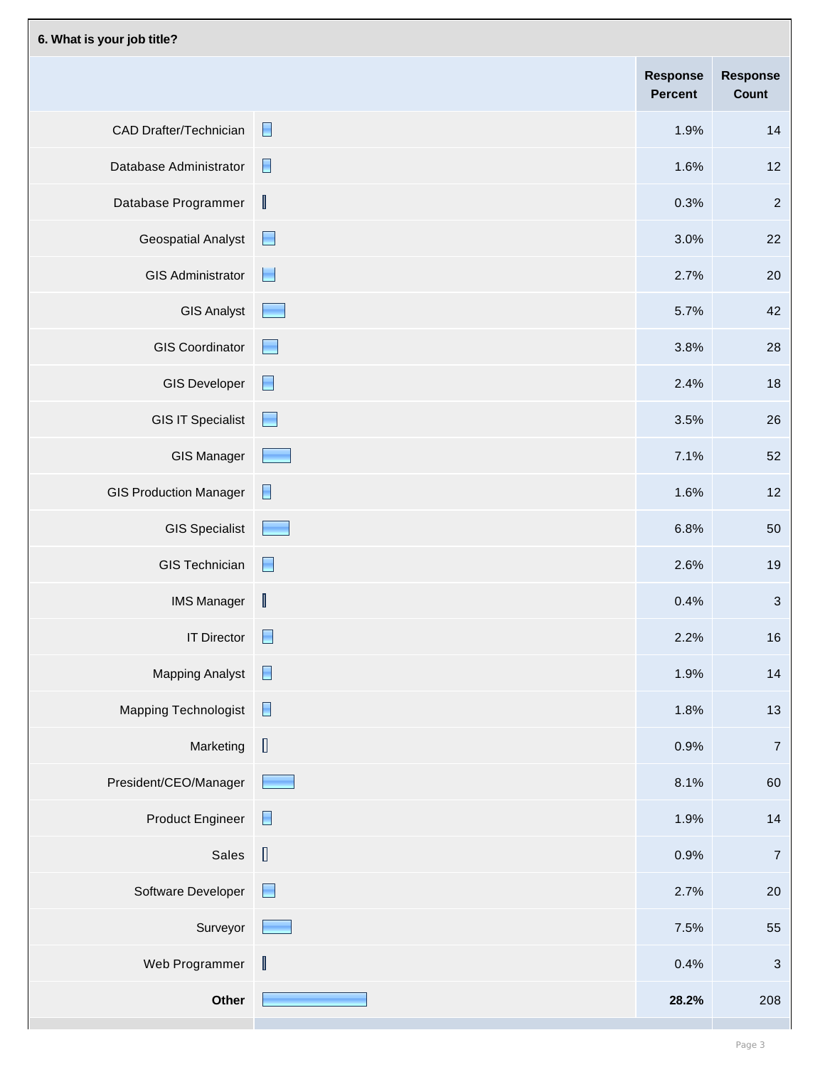**6. What is your job title?**

| | Response Percent | Response Count |
|---|---|---|
| CAD Drafter/Technician | 1.9% | 14 |
| Database Administrator | 1.6% | 12 |
| Database Programmer | 0.3% | 2 |
| Geospatial Analyst | 3.0% | 22 |
| GIS Administrator | 2.7% | 20 |
| GIS Analyst | 5.7% | 42 |
| GIS Coordinator | 3.8% | 28 |
| GIS Developer | 2.4% | 18 |
| GIS IT Specialist | 3.5% | 26 |
| GIS Manager | 7.1% | 52 |
| GIS Production Manager | 1.6% | 12 |
| GIS Specialist | 6.8% | 50 |
| GIS Technician | 2.6% | 19 |
| IMS Manager | 0.4% | 3 |
| IT Director | 2.2% | 16 |
| Mapping Analyst | 1.9% | 14 |
| Mapping Technologist | 1.8% | 13 |
| Marketing | 0.9% | 7 |
| President/CEO/Manager | 8.1% | 60 |
| Product Engineer | 1.9% | 14 |
| Sales | 0.9% | 7 |
| Software Developer | 2.7% | 20 |
| Surveyor | 7.5% | 55 |
| Web Programmer | 0.4% | 3 |
| **Other** | **28.2%** | 208 |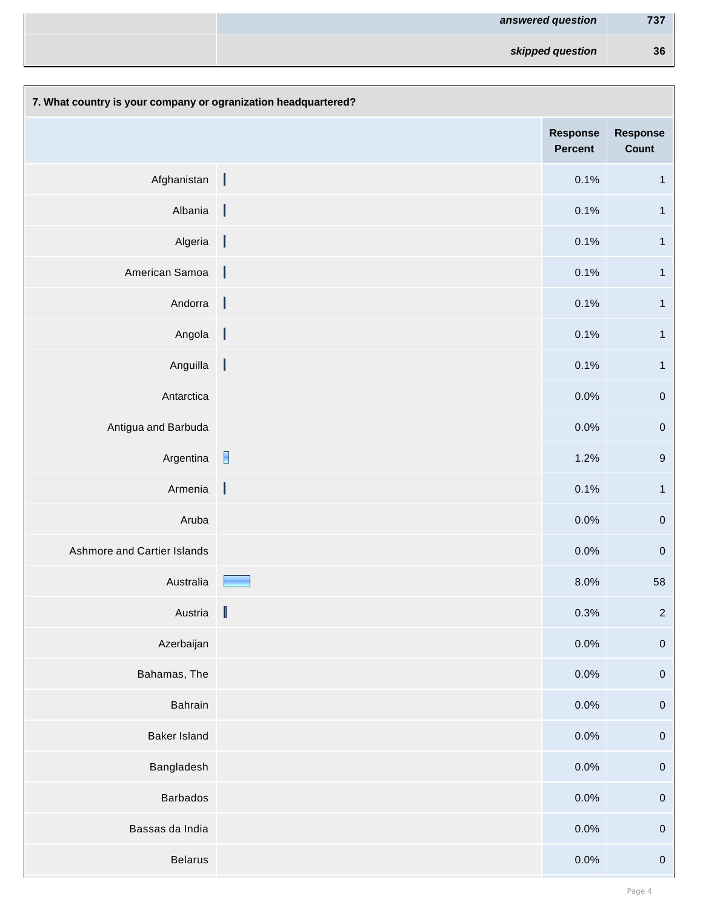| | answered question | 737 |
|---|---|---|
| | skipped question | 36 |

**7. What country is your company or ogranization headquartered?**

| | Response Percent | Response Count |
|---|---|---|
| Afghanistan | 0.1% | 1 |
| Albania | 0.1% | 1 |
| Algeria | 0.1% | 1 |
| American Samoa | 0.1% | 1 |
| Andorra | 0.1% | 1 |
| Angola | 0.1% | 1 |
| Anguilla | 0.1% | 1 |
| Antarctica | 0.0% | 0 |
| Antigua and Barbuda | 0.0% | 0 |
| Argentina | 1.2% | 9 |
| Armenia | 0.1% | 1 |
| Aruba | 0.0% | 0 |
| Ashmore and Cartier Islands | 0.0% | 0 |
| Australia | 8.0% | 58 |
| Austria | 0.3% | 2 |
| Azerbaijan | 0.0% | 0 |
| Bahamas, The | 0.0% | 0 |
| Bahrain | 0.0% | 0 |
| Baker Island | 0.0% | 0 |
| Bangladesh | 0.0% | 0 |
| Barbados | 0.0% | 0 |
| Bassas da India | 0.0% | 0 |
| Belarus | 0.0% | 0 |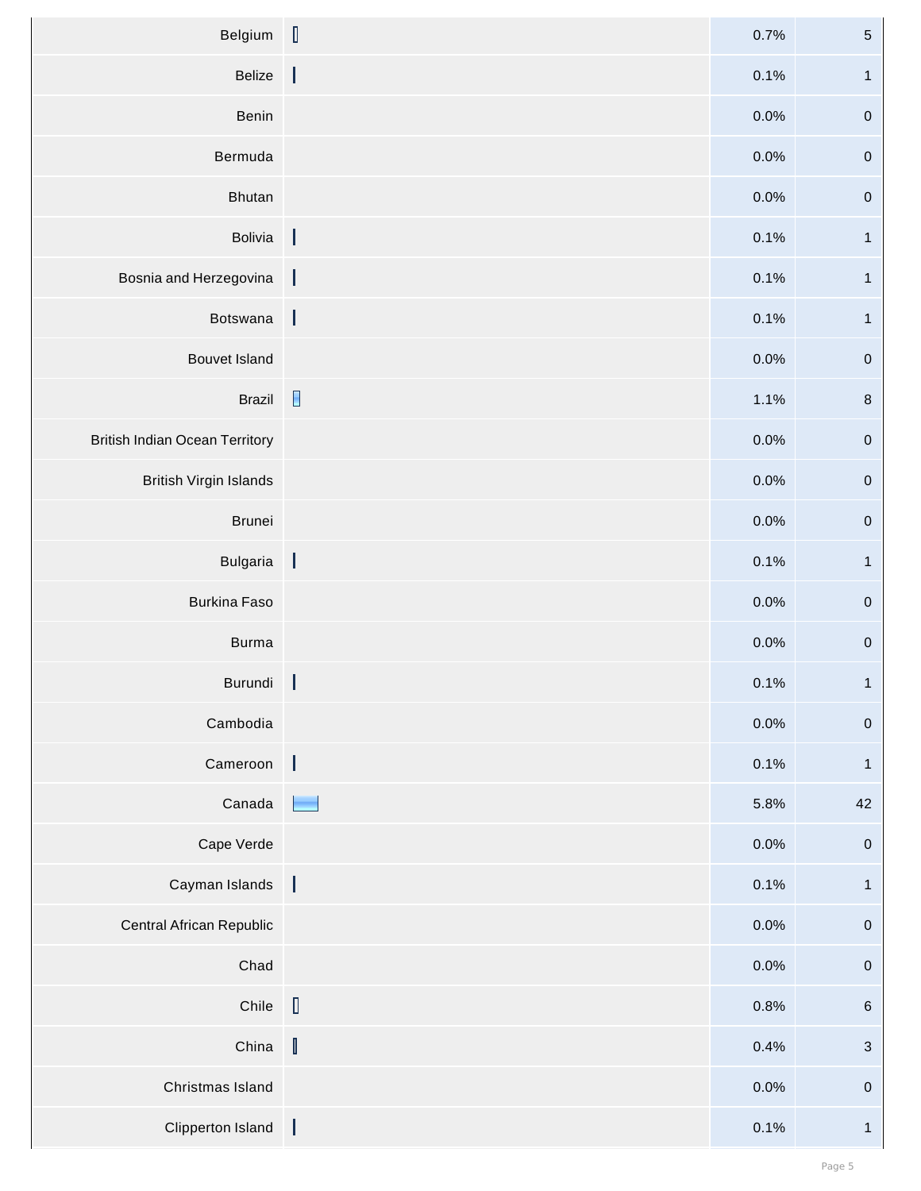| Country | | Percent | Count |
|---|---|---|---|
| Belgium | | 0.7% | 5 |
| Belize | | 0.1% | 1 |
| Benin | | 0.0% | 0 |
| Bermuda | | 0.0% | 0 |
| Bhutan | | 0.0% | 0 |
| Bolivia | | 0.1% | 1 |
| Bosnia and Herzegovina | | 0.1% | 1 |
| Botswana | | 0.1% | 1 |
| Bouvet Island | | 0.0% | 0 |
| Brazil | | 1.1% | 8 |
| British Indian Ocean Territory | | 0.0% | 0 |
| British Virgin Islands | | 0.0% | 0 |
| Brunei | | 0.0% | 0 |
| Bulgaria | | 0.1% | 1 |
| Burkina Faso | | 0.0% | 0 |
| Burma | | 0.0% | 0 |
| Burundi | | 0.1% | 1 |
| Cambodia | | 0.0% | 0 |
| Cameroon | | 0.1% | 1 |
| Canada | | 5.8% | 42 |
| Cape Verde | | 0.0% | 0 |
| Cayman Islands | | 0.1% | 1 |
| Central African Republic | | 0.0% | 0 |
| Chad | | 0.0% | 0 |
| Chile | | 0.8% | 6 |
| China | | 0.4% | 3 |
| Christmas Island | | 0.0% | 0 |
| Clipperton Island | | 0.1% | 1 |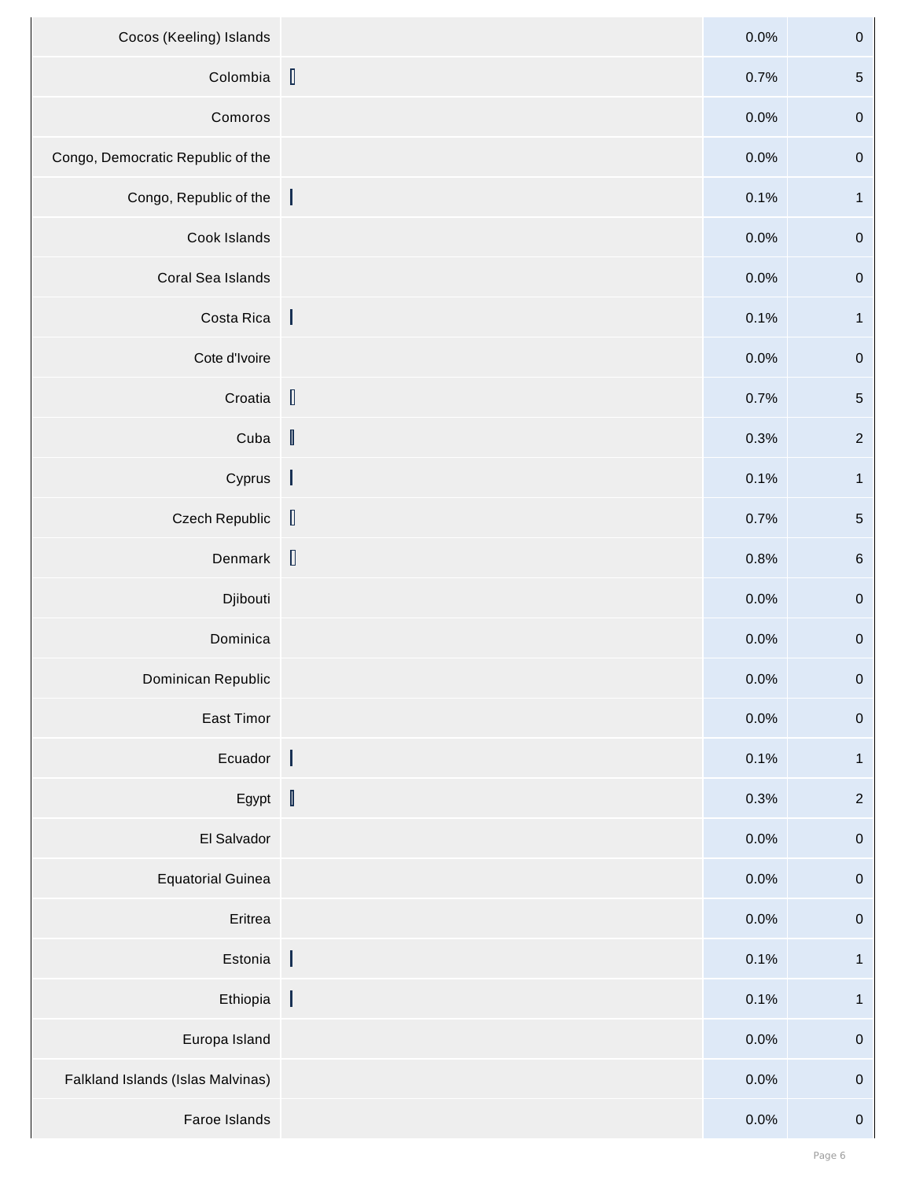| | | | |
|---|---|---|---|
| Cocos (Keeling) Islands | | 0.0% | 0 |
| Colombia | | 0.7% | 5 |
| Comoros | | 0.0% | 0 |
| Congo, Democratic Republic of the | | 0.0% | 0 |
| Congo, Republic of the | | 0.1% | 1 |
| Cook Islands | | 0.0% | 0 |
| Coral Sea Islands | | 0.0% | 0 |
| Costa Rica | | 0.1% | 1 |
| Cote d'Ivoire | | 0.0% | 0 |
| Croatia | | 0.7% | 5 |
| Cuba | | 0.3% | 2 |
| Cyprus | | 0.1% | 1 |
| Czech Republic | | 0.7% | 5 |
| Denmark | | 0.8% | 6 |
| Djibouti | | 0.0% | 0 |
| Dominica | | 0.0% | 0 |
| Dominican Republic | | 0.0% | 0 |
| East Timor | | 0.0% | 0 |
| Ecuador | | 0.1% | 1 |
| Egypt | | 0.3% | 2 |
| El Salvador | | 0.0% | 0 |
| Equatorial Guinea | | 0.0% | 0 |
| Eritrea | | 0.0% | 0 |
| Estonia | | 0.1% | 1 |
| Ethiopia | | 0.1% | 1 |
| Europa Island | | 0.0% | 0 |
| Falkland Islands (Islas Malvinas) | | 0.0% | 0 |
| Faroe Islands | | 0.0% | 0 |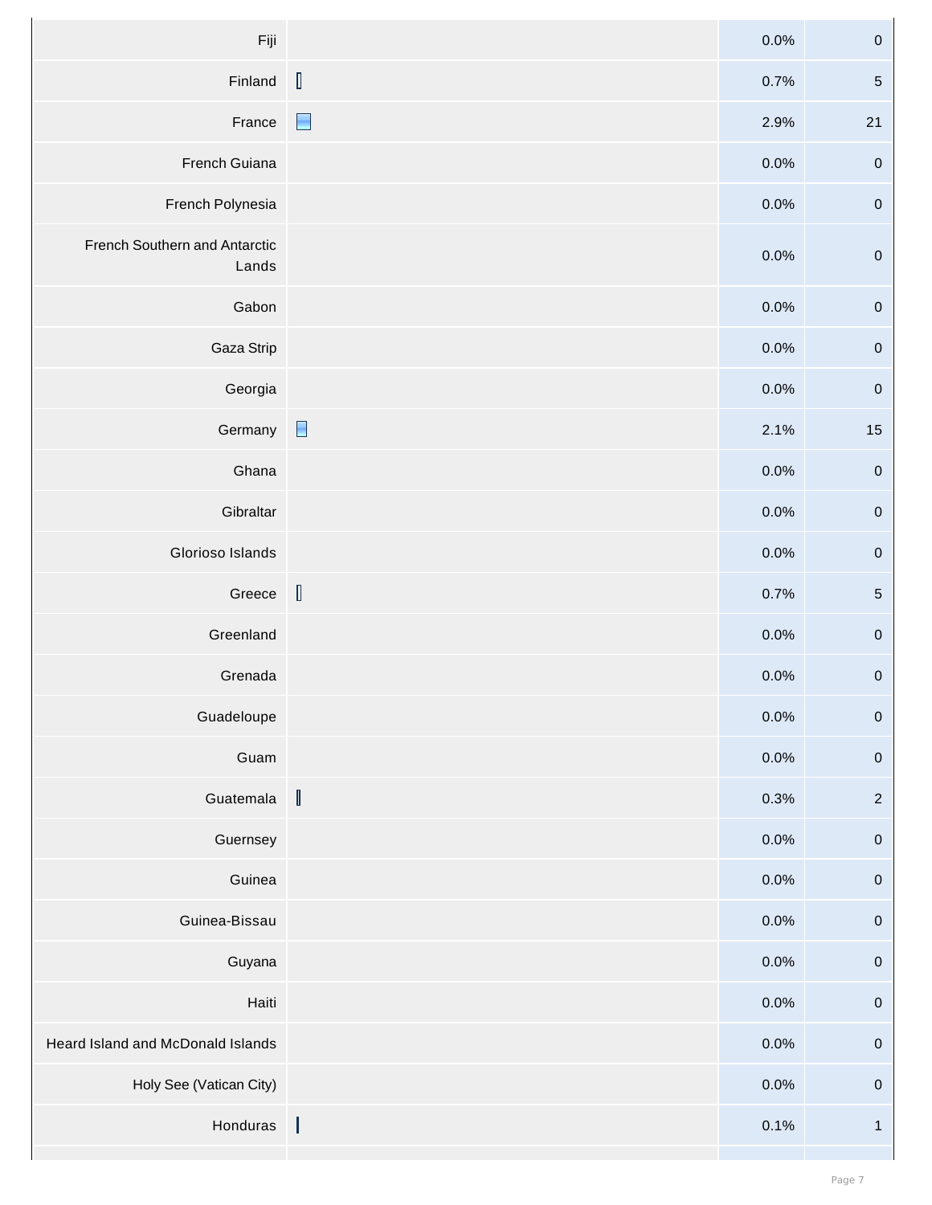| | | | |
|---|---|---|---|
| Fiji | | 0.0% | 0 |
| Finland | | 0.7% | 5 |
| France | | 2.9% | 21 |
| French Guiana | | 0.0% | 0 |
| French Polynesia | | 0.0% | 0 |
| French Southern and Antarctic Lands | | 0.0% | 0 |
| Gabon | | 0.0% | 0 |
| Gaza Strip | | 0.0% | 0 |
| Georgia | | 0.0% | 0 |
| Germany | | 2.1% | 15 |
| Ghana | | 0.0% | 0 |
| Gibraltar | | 0.0% | 0 |
| Glorioso Islands | | 0.0% | 0 |
| Greece | | 0.7% | 5 |
| Greenland | | 0.0% | 0 |
| Grenada | | 0.0% | 0 |
| Guadeloupe | | 0.0% | 0 |
| Guam | | 0.0% | 0 |
| Guatemala | | 0.3% | 2 |
| Guernsey | | 0.0% | 0 |
| Guinea | | 0.0% | 0 |
| Guinea-Bissau | | 0.0% | 0 |
| Guyana | | 0.0% | 0 |
| Haiti | | 0.0% | 0 |
| Heard Island and McDonald Islands | | 0.0% | 0 |
| Holy See (Vatican City) | | 0.0% | 0 |
| Honduras | | 0.1% | 1 |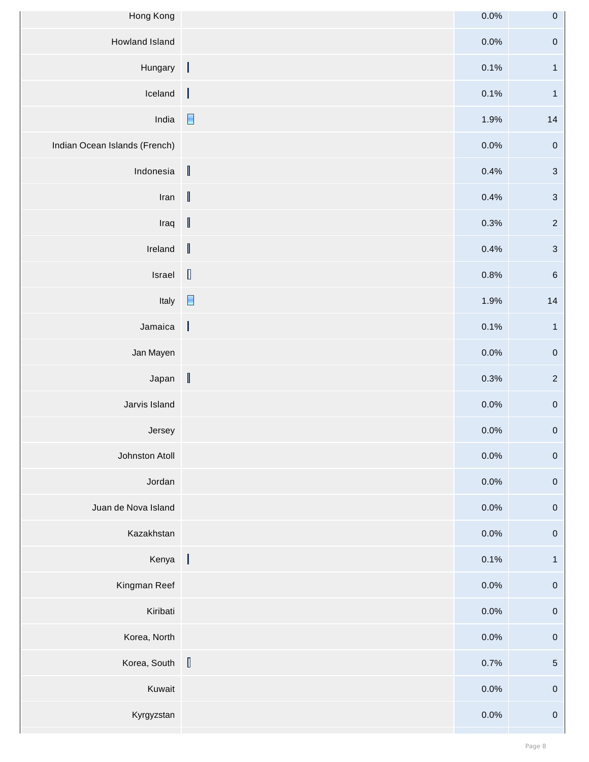| | | | |
|---|---|---|---|
| Hong Kong | | 0.0% | 0 |
| Howland Island | | 0.0% | 0 |
| Hungary | | 0.1% | 1 |
| Iceland | | 0.1% | 1 |
| India | | 1.9% | 14 |
| Indian Ocean Islands (French) | | 0.0% | 0 |
| Indonesia | | 0.4% | 3 |
| Iran | | 0.4% | 3 |
| Iraq | | 0.3% | 2 |
| Ireland | | 0.4% | 3 |
| Israel | | 0.8% | 6 |
| Italy | | 1.9% | 14 |
| Jamaica | | 0.1% | 1 |
| Jan Mayen | | 0.0% | 0 |
| Japan | | 0.3% | 2 |
| Jarvis Island | | 0.0% | 0 |
| Jersey | | 0.0% | 0 |
| Johnston Atoll | | 0.0% | 0 |
| Jordan | | 0.0% | 0 |
| Juan de Nova Island | | 0.0% | 0 |
| Kazakhstan | | 0.0% | 0 |
| Kenya | | 0.1% | 1 |
| Kingman Reef | | 0.0% | 0 |
| Kiribati | | 0.0% | 0 |
| Korea, North | | 0.0% | 0 |
| Korea, South | | 0.7% | 5 |
| Kuwait | | 0.0% | 0 |
| Kyrgyzstan | | 0.0% | 0 |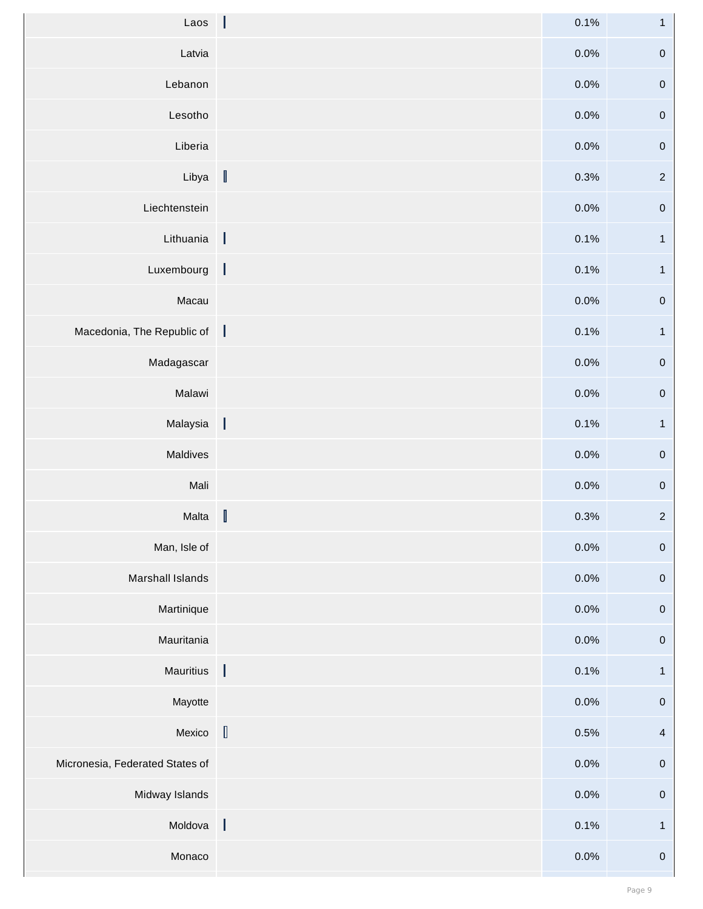| Country | | Percent | Count |
|---|---|---|---|
| Laos | | 0.1% | 1 |
| Latvia | | 0.0% | 0 |
| Lebanon | | 0.0% | 0 |
| Lesotho | | 0.0% | 0 |
| Liberia | | 0.0% | 0 |
| Libya | | 0.3% | 2 |
| Liechtenstein | | 0.0% | 0 |
| Lithuania | | 0.1% | 1 |
| Luxembourg | | 0.1% | 1 |
| Macau | | 0.0% | 0 |
| Macedonia, The Republic of | | 0.1% | 1 |
| Madagascar | | 0.0% | 0 |
| Malawi | | 0.0% | 0 |
| Malaysia | | 0.1% | 1 |
| Maldives | | 0.0% | 0 |
| Mali | | 0.0% | 0 |
| Malta | | 0.3% | 2 |
| Man, Isle of | | 0.0% | 0 |
| Marshall Islands | | 0.0% | 0 |
| Martinique | | 0.0% | 0 |
| Mauritania | | 0.0% | 0 |
| Mauritius | | 0.1% | 1 |
| Mayotte | | 0.0% | 0 |
| Mexico | | 0.5% | 4 |
| Micronesia, Federated States of | | 0.0% | 0 |
| Midway Islands | | 0.0% | 0 |
| Moldova | | 0.1% | 1 |
| Monaco | | 0.0% | 0 |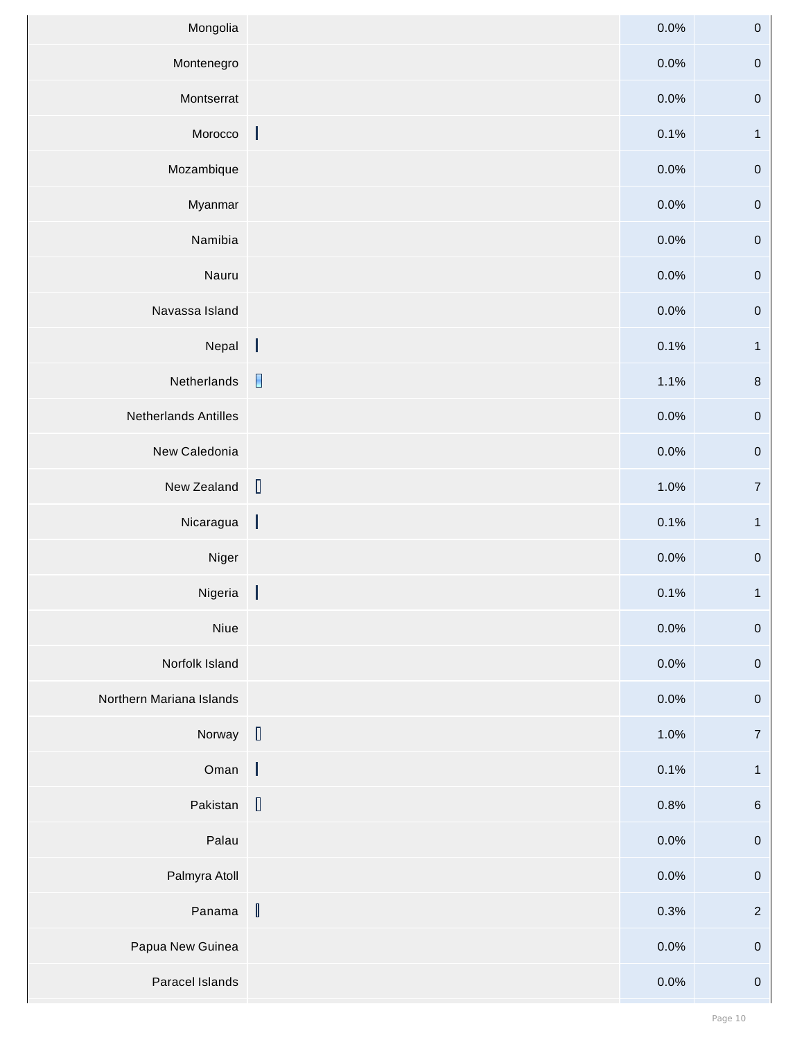| Country | | Percent | Count |
|---|---|---|---|
| Mongolia | | 0.0% | 0 |
| Montenegro | | 0.0% | 0 |
| Montserrat | | 0.0% | 0 |
| Morocco | | 0.1% | 1 |
| Mozambique | | 0.0% | 0 |
| Myanmar | | 0.0% | 0 |
| Namibia | | 0.0% | 0 |
| Nauru | | 0.0% | 0 |
| Navassa Island | | 0.0% | 0 |
| Nepal | | 0.1% | 1 |
| Netherlands | | 1.1% | 8 |
| Netherlands Antilles | | 0.0% | 0 |
| New Caledonia | | 0.0% | 0 |
| New Zealand | | 1.0% | 7 |
| Nicaragua | | 0.1% | 1 |
| Niger | | 0.0% | 0 |
| Nigeria | | 0.1% | 1 |
| Niue | | 0.0% | 0 |
| Norfolk Island | | 0.0% | 0 |
| Northern Mariana Islands | | 0.0% | 0 |
| Norway | | 1.0% | 7 |
| Oman | | 0.1% | 1 |
| Pakistan | | 0.8% | 6 |
| Palau | | 0.0% | 0 |
| Palmyra Atoll | | 0.0% | 0 |
| Panama | | 0.3% | 2 |
| Papua New Guinea | | 0.0% | 0 |
| Paracel Islands | | 0.0% | 0 |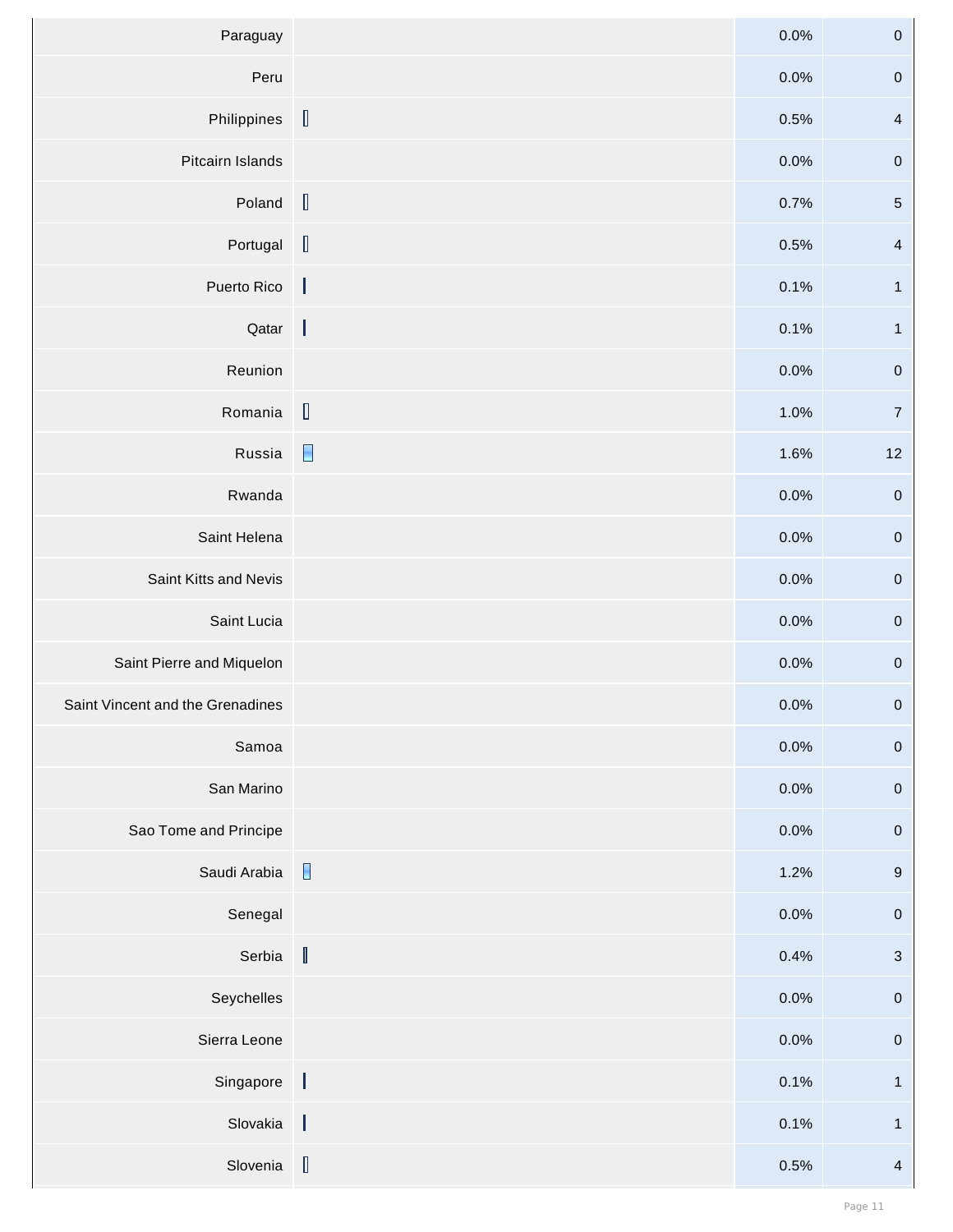| | | | |
|---|---|---|---|
| Paraguay | | 0.0% | 0 |
| Peru | | 0.0% | 0 |
| Philippines | | 0.5% | 4 |
| Pitcairn Islands | | 0.0% | 0 |
| Poland | | 0.7% | 5 |
| Portugal | | 0.5% | 4 |
| Puerto Rico | | 0.1% | 1 |
| Qatar | | 0.1% | 1 |
| Reunion | | 0.0% | 0 |
| Romania | | 1.0% | 7 |
| Russia | | 1.6% | 12 |
| Rwanda | | 0.0% | 0 |
| Saint Helena | | 0.0% | 0 |
| Saint Kitts and Nevis | | 0.0% | 0 |
| Saint Lucia | | 0.0% | 0 |
| Saint Pierre and Miquelon | | 0.0% | 0 |
| Saint Vincent and the Grenadines | | 0.0% | 0 |
| Samoa | | 0.0% | 0 |
| San Marino | | 0.0% | 0 |
| Sao Tome and Principe | | 0.0% | 0 |
| Saudi Arabia | | 1.2% | 9 |
| Senegal | | 0.0% | 0 |
| Serbia | | 0.4% | 3 |
| Seychelles | | 0.0% | 0 |
| Sierra Leone | | 0.0% | 0 |
| Singapore | | 0.1% | 1 |
| Slovakia | | 0.1% | 1 |
| Slovenia | | 0.5% | 4 |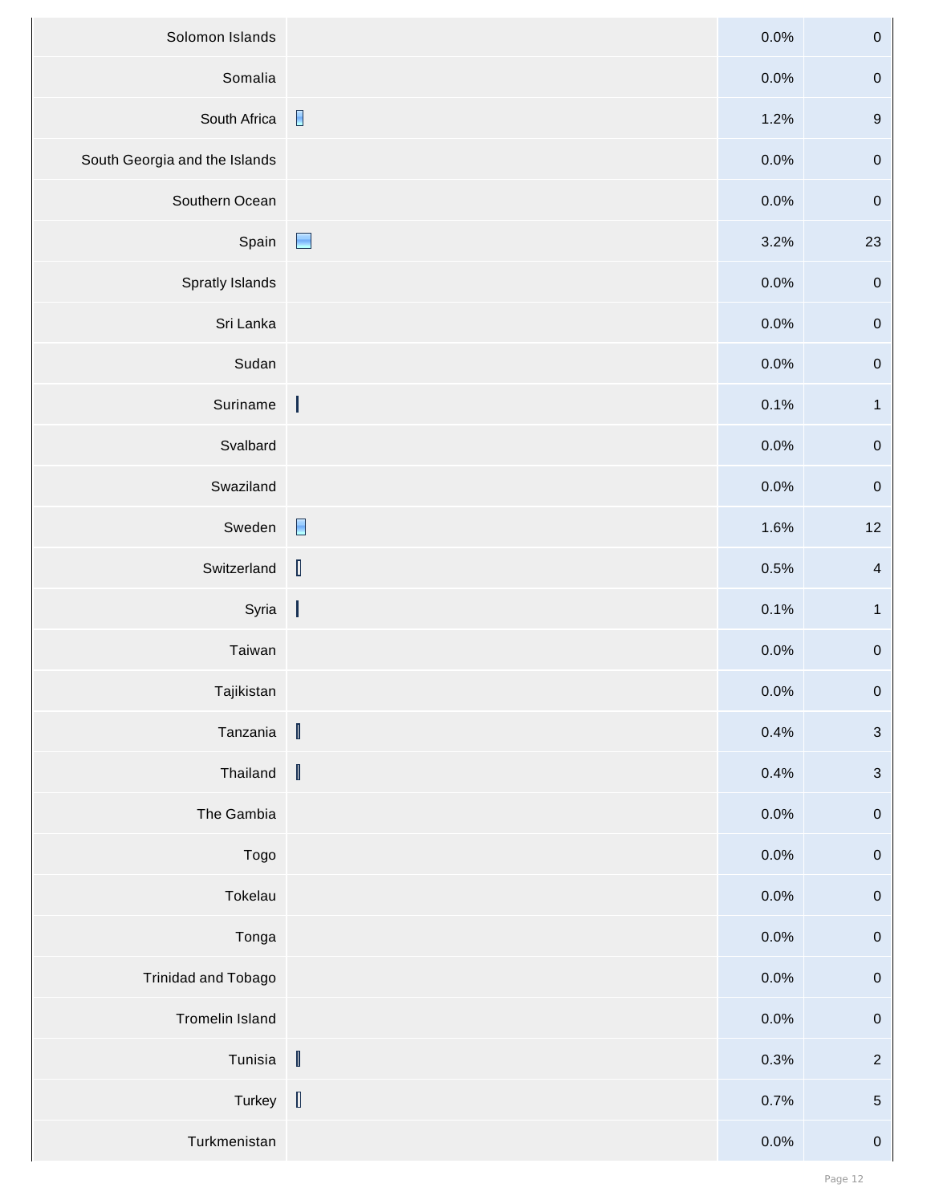| Country | | Percent | Count |
|---|---|---|---|
| Solomon Islands | | 0.0% | 0 |
| Somalia | | 0.0% | 0 |
| South Africa | | 1.2% | 9 |
| South Georgia and the Islands | | 0.0% | 0 |
| Southern Ocean | | 0.0% | 0 |
| Spain | | 3.2% | 23 |
| Spratly Islands | | 0.0% | 0 |
| Sri Lanka | | 0.0% | 0 |
| Sudan | | 0.0% | 0 |
| Suriname | | 0.1% | 1 |
| Svalbard | | 0.0% | 0 |
| Swaziland | | 0.0% | 0 |
| Sweden | | 1.6% | 12 |
| Switzerland | | 0.5% | 4 |
| Syria | | 0.1% | 1 |
| Taiwan | | 0.0% | 0 |
| Tajikistan | | 0.0% | 0 |
| Tanzania | | 0.4% | 3 |
| Thailand | | 0.4% | 3 |
| The Gambia | | 0.0% | 0 |
| Togo | | 0.0% | 0 |
| Tokelau | | 0.0% | 0 |
| Tonga | | 0.0% | 0 |
| Trinidad and Tobago | | 0.0% | 0 |
| Tromelin Island | | 0.0% | 0 |
| Tunisia | | 0.3% | 2 |
| Turkey | | 0.7% | 5 |
| Turkmenistan | | 0.0% | 0 |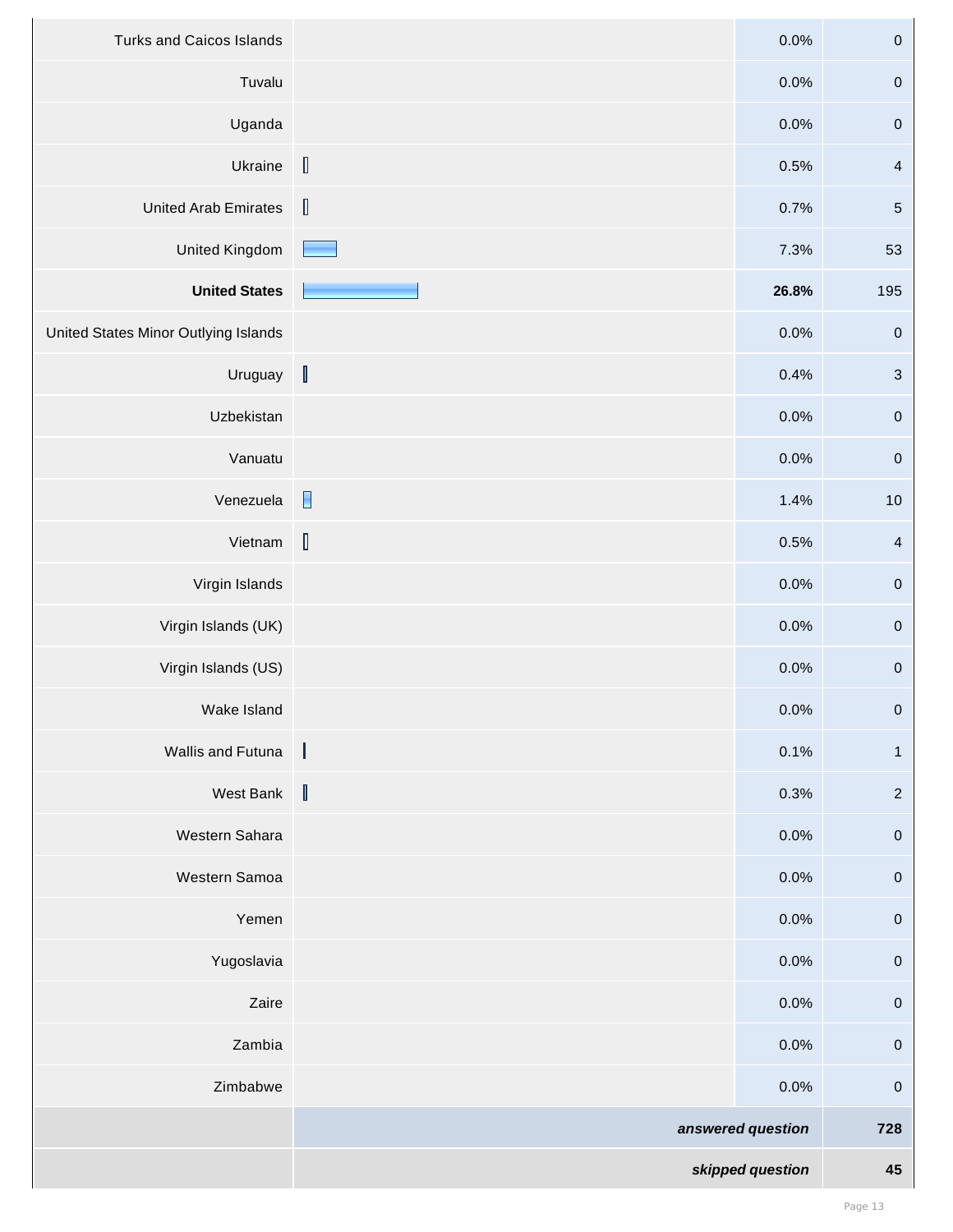| Country | Percent | Count |
|---|---|---|
| Turks and Caicos Islands | 0.0% | 0 |
| Tuvalu | 0.0% | 0 |
| Uganda | 0.0% | 0 |
| Ukraine | 0.5% | 4 |
| United Arab Emirates | 0.7% | 5 |
| United Kingdom | 7.3% | 53 |
| **United States** | **26.8%** | 195 |
| United States Minor Outlying Islands | 0.0% | 0 |
| Uruguay | 0.4% | 3 |
| Uzbekistan | 0.0% | 0 |
| Vanuatu | 0.0% | 0 |
| Venezuela | 1.4% | 10 |
| Vietnam | 0.5% | 4 |
| Virgin Islands | 0.0% | 0 |
| Virgin Islands (UK) | 0.0% | 0 |
| Virgin Islands (US) | 0.0% | 0 |
| Wake Island | 0.0% | 0 |
| Wallis and Futuna | 0.1% | 1 |
| West Bank | 0.3% | 2 |
| Western Sahara | 0.0% | 0 |
| Western Samoa | 0.0% | 0 |
| Yemen | 0.0% | 0 |
| Yugoslavia | 0.0% | 0 |
| Zaire | 0.0% | 0 |
| Zambia | 0.0% | 0 |
| Zimbabwe | 0.0% | 0 |
| | ***answered question*** | **728** |
| | ***skipped question*** | **45** |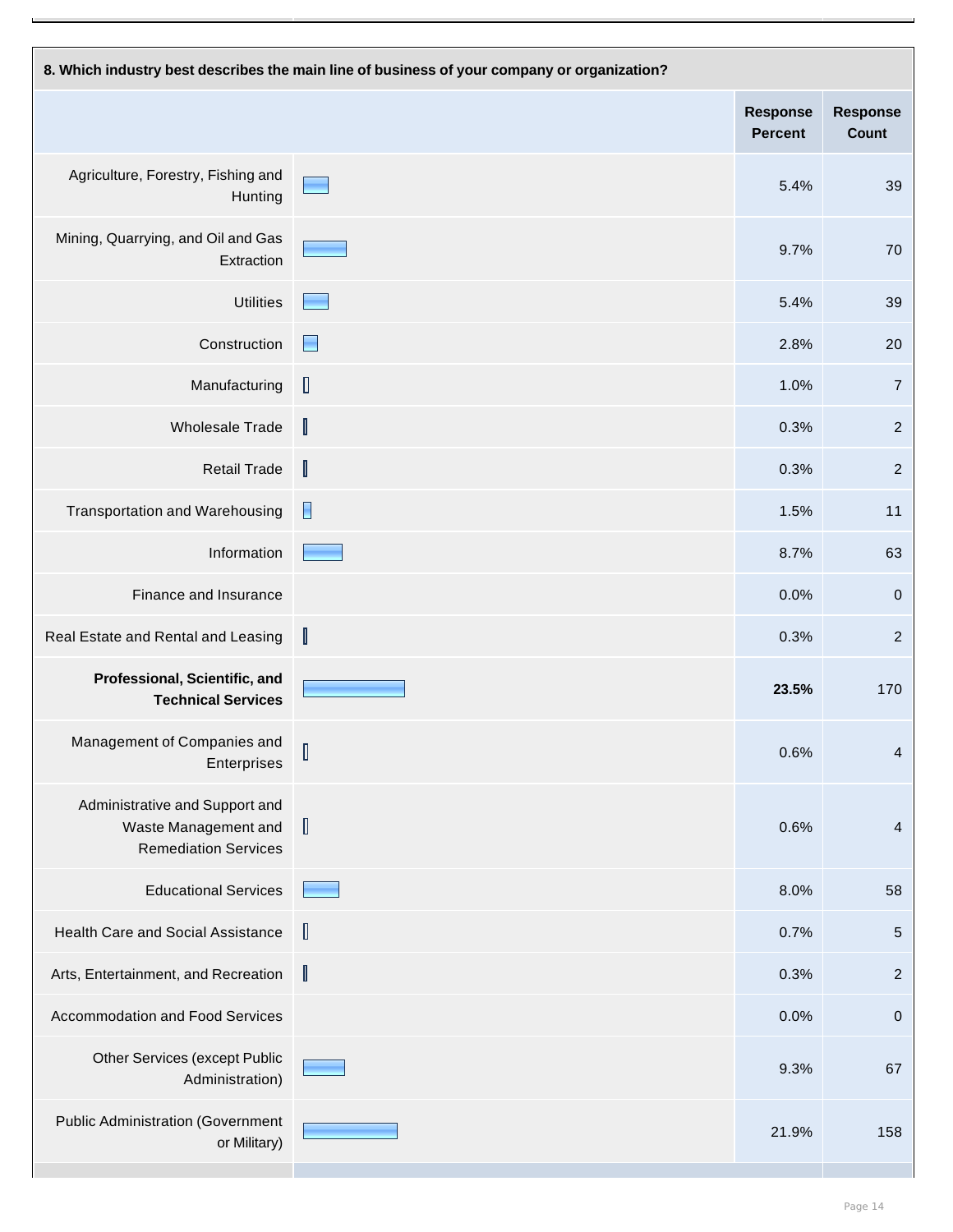**8. Which industry best describes the main line of business of your company or organization?**

| | Response Percent | Response Count |
|---|---|---|
| Agriculture, Forestry, Fishing and Hunting | 5.4% | 39 |
| Mining, Quarrying, and Oil and Gas Extraction | 9.7% | 70 |
| Utilities | 5.4% | 39 |
| Construction | 2.8% | 20 |
| Manufacturing | 1.0% | 7 |
| Wholesale Trade | 0.3% | 2 |
| Retail Trade | 0.3% | 2 |
| Transportation and Warehousing | 1.5% | 11 |
| Information | 8.7% | 63 |
| Finance and Insurance | 0.0% | 0 |
| Real Estate and Rental and Leasing | 0.3% | 2 |
| **Professional, Scientific, and Technical Services** | **23.5%** | 170 |
| Management of Companies and Enterprises | 0.6% | 4 |
| Administrative and Support and Waste Management and Remediation Services | 0.6% | 4 |
| Educational Services | 8.0% | 58 |
| Health Care and Social Assistance | 0.7% | 5 |
| Arts, Entertainment, and Recreation | 0.3% | 2 |
| Accommodation and Food Services | 0.0% | 0 |
| Other Services (except Public Administration) | 9.3% | 67 |
| Public Administration (Government or Military) | 21.9% | 158 |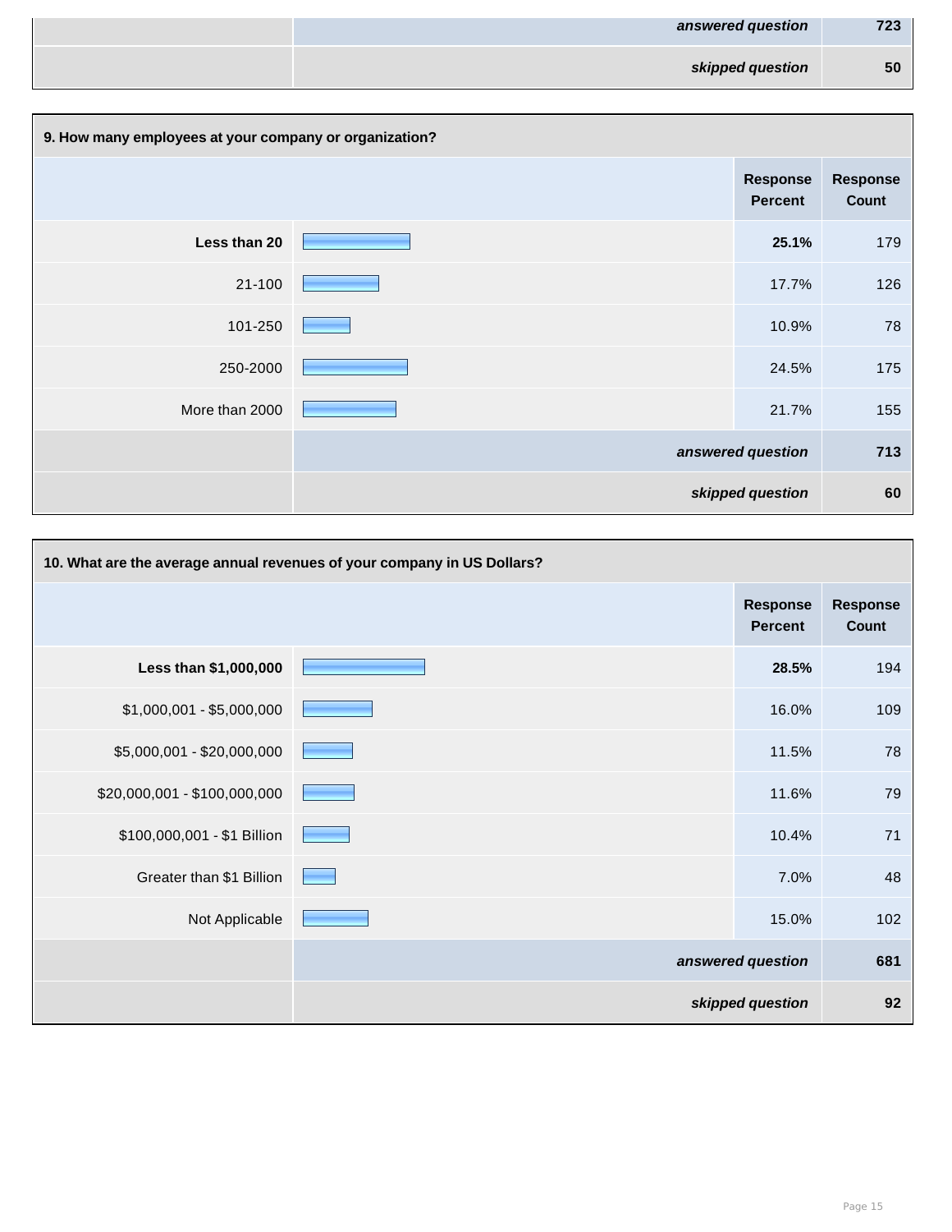| | answered question | 723 |
|---|---|---|
| | skipped question | 50 |

## 9. How many employees at your company or organization?

| | Response Percent | Response Count |
|---|---|---|
| **Less than 20** | **25.1%** | 179 |
| 21-100 | 17.7% | 126 |
| 101-250 | 10.9% | 78 |
| 250-2000 | 24.5% | 175 |
| More than 2000 | 21.7% | 155 |
| | ***answered question*** | **713** |
| | ***skipped question*** | **60** |

## 10. What are the average annual revenues of your company in US Dollars?

| | Response Percent | Response Count |
|---|---|---|
| **Less than $1,000,000** | **28.5%** | 194 |
| $1,000,001 - $5,000,000 | 16.0% | 109 |
| $5,000,001 - $20,000,000 | 11.5% | 78 |
| $20,000,001 - $100,000,000 | 11.6% | 79 |
| $100,000,001 - $1 Billion | 10.4% | 71 |
| Greater than $1 Billion | 7.0% | 48 |
| Not Applicable | 15.0% | 102 |
| | ***answered question*** | **681** |
| | ***skipped question*** | **92** |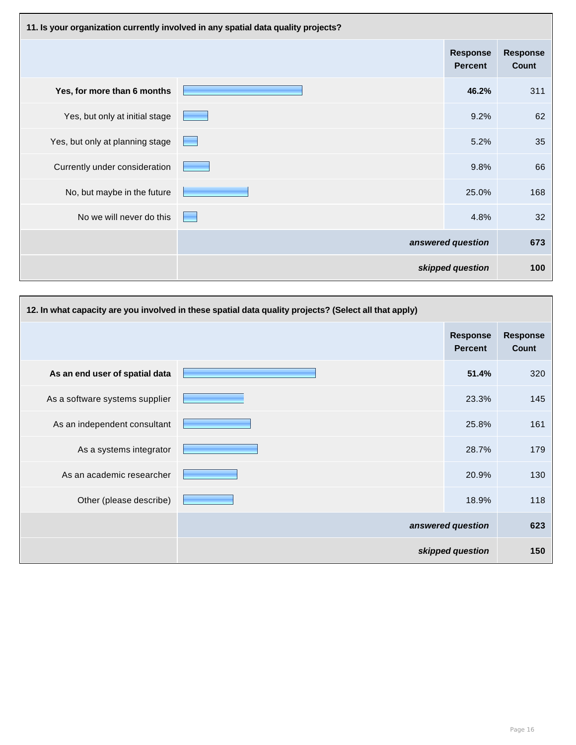**11. Is your organization currently involved in any spatial data quality projects?**

| | Response Percent | Response Count |
|---|---|---|
| **Yes, for more than 6 months** | **46.2%** | 311 |
| Yes, but only at initial stage | 9.2% | 62 |
| Yes, but only at planning stage | 5.2% | 35 |
| Currently under consideration | 9.8% | 66 |
| No, but maybe in the future | 25.0% | 168 |
| No we will never do this | 4.8% | 32 |
| | ***answered question*** | **673** |
| | ***skipped question*** | **100** |

**12. In what capacity are you involved in these spatial data quality projects? (Select all that apply)**

| | Response Percent | Response Count |
|---|---|---|
| **As an end user of spatial data** | **51.4%** | 320 |
| As a software systems supplier | 23.3% | 145 |
| As an independent consultant | 25.8% | 161 |
| As a systems integrator | 28.7% | 179 |
| As an academic researcher | 20.9% | 130 |
| Other (please describe) | 18.9% | 118 |
| | ***answered question*** | **623** |
| | ***skipped question*** | **150** |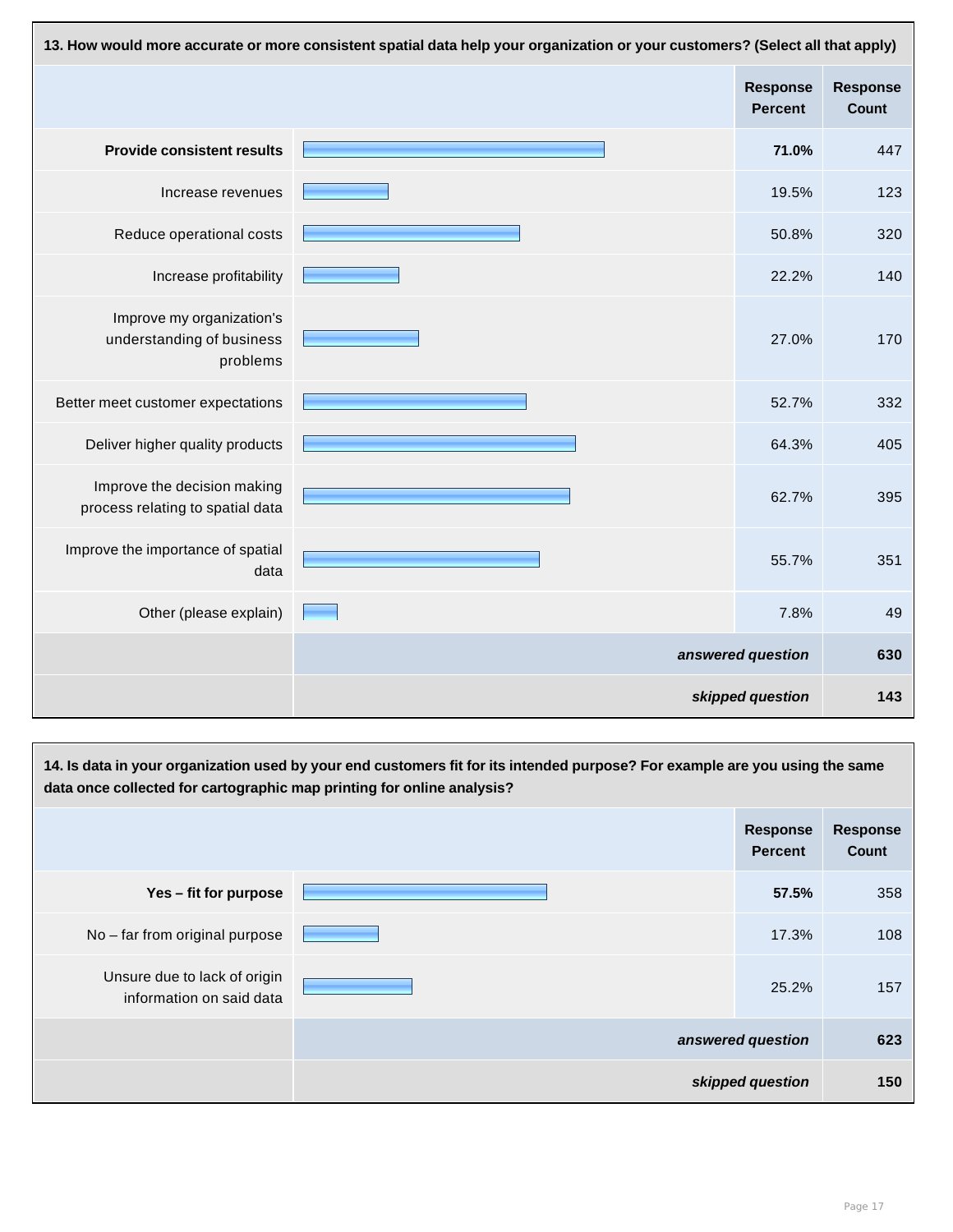**13. How would more accurate or more consistent spatial data help your organization or your customers? (Select all that apply)**

| | Response Percent | Response Count |
|---|---|---|
| **Provide consistent results** | **71.0%** | 447 |
| Increase revenues | 19.5% | 123 |
| Reduce operational costs | 50.8% | 320 |
| Increase profitability | 22.2% | 140 |
| Improve my organization's understanding of business problems | 27.0% | 170 |
| Better meet customer expectations | 52.7% | 332 |
| Deliver higher quality products | 64.3% | 405 |
| Improve the decision making process relating to spatial data | 62.7% | 395 |
| Improve the importance of spatial data | 55.7% | 351 |
| Other (please explain) | 7.8% | 49 |
| | *answered question* | **630** |
| | *skipped question* | **143** |

**14. Is data in your organization used by your end customers fit for its intended purpose? For example are you using the same data once collected for cartographic map printing for online analysis?**

| | Response Percent | Response Count |
|---|---|---|
| **Yes – fit for purpose** | **57.5%** | 358 |
| No – far from original purpose | 17.3% | 108 |
| Unsure due to lack of origin information on said data | 25.2% | 157 |
| | *answered question* | **623** |
| | *skipped question* | **150** |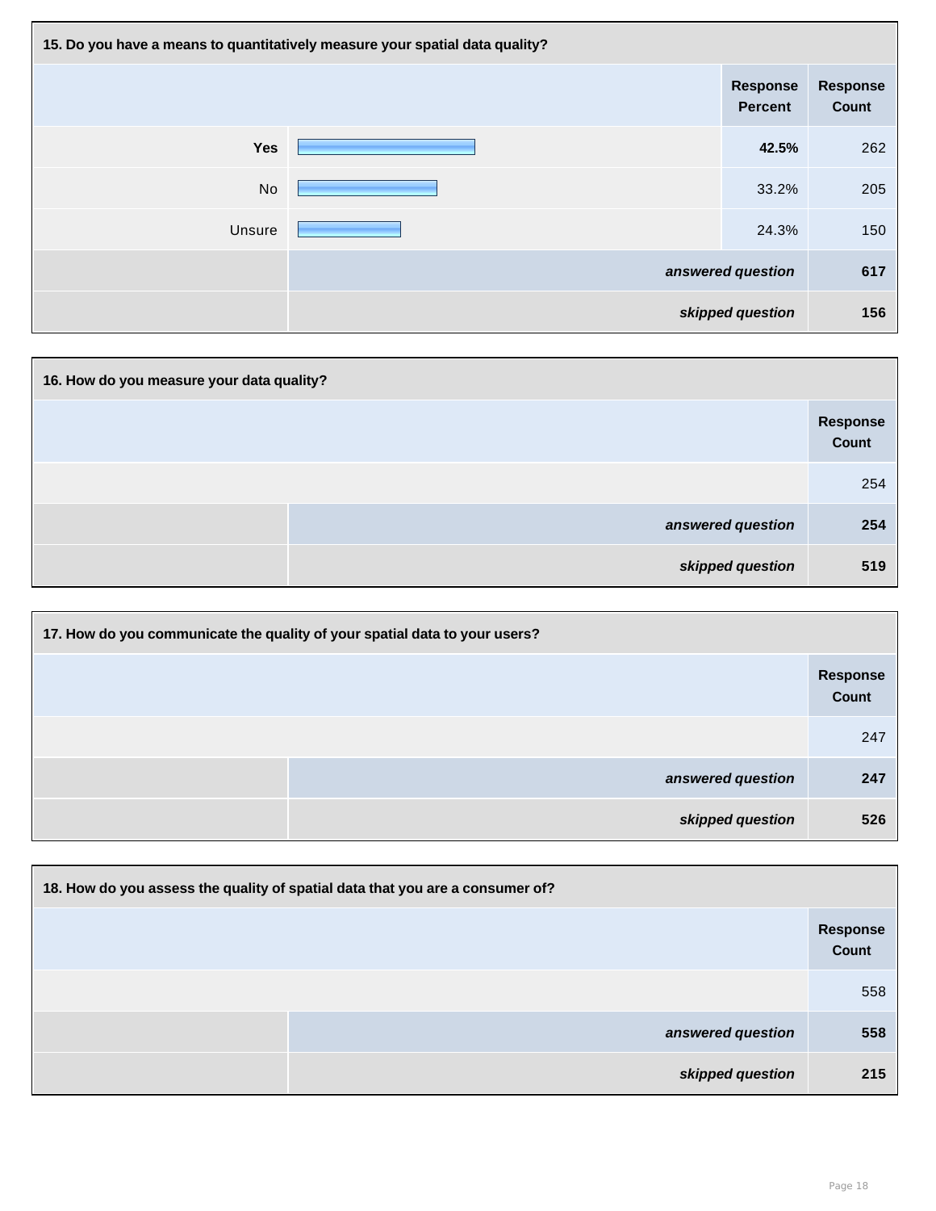**15. Do you have a means to quantitatively measure your spatial data quality?**

| | Response Percent | Response Count |
|---|---|---|
| **Yes** | **42.5%** | 262 |
| No | 33.2% | 205 |
| Unsure | 24.3% | 150 |
| | ***answered question*** | **617** |
| | ***skipped question*** | **156** |

**16. How do you measure your data quality?**

| | Response Count |
|---|---|
| | 254 |
| ***answered question*** | **254** |
| ***skipped question*** | **519** |

**17. How do you communicate the quality of your spatial data to your users?**

| | Response Count |
|---|---|
| | 247 |
| ***answered question*** | **247** |
| ***skipped question*** | **526** |

**18. How do you assess the quality of spatial data that you are a consumer of?**

| | Response Count |
|---|---|
| | 558 |
| ***answered question*** | **558** |
| ***skipped question*** | **215** |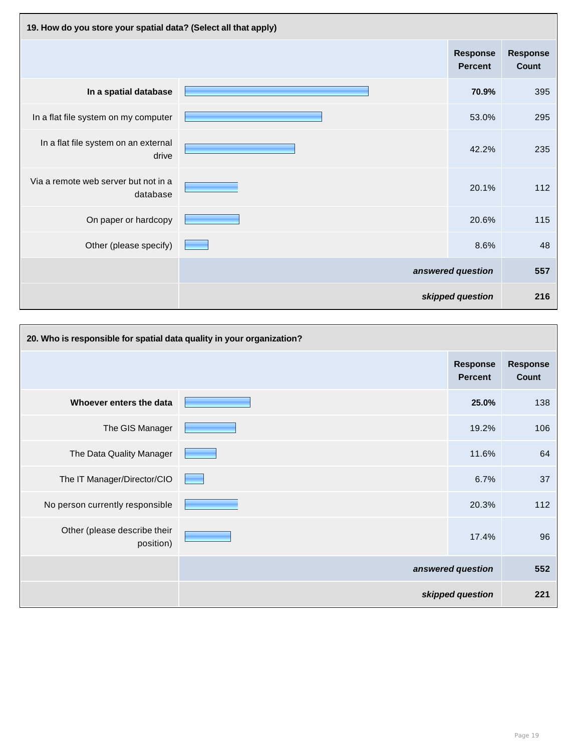**19. How do you store your spatial data? (Select all that apply)**

| | Response Percent | Response Count |
|---|---|---|
| **In a spatial database** | **70.9%** | 395 |
| In a flat file system on my computer | 53.0% | 295 |
| In a flat file system on an external drive | 42.2% | 235 |
| Via a remote web server but not in a database | 20.1% | 112 |
| On paper or hardcopy | 20.6% | 115 |
| Other (please specify) | 8.6% | 48 |
| | ***answered question*** | **557** |
| | ***skipped question*** | **216** |

**20. Who is responsible for spatial data quality in your organization?**

| | Response Percent | Response Count |
|---|---|---|
| **Whoever enters the data** | **25.0%** | 138 |
| The GIS Manager | 19.2% | 106 |
| The Data Quality Manager | 11.6% | 64 |
| The IT Manager/Director/CIO | 6.7% | 37 |
| No person currently responsible | 20.3% | 112 |
| Other (please describe their position) | 17.4% | 96 |
| | ***answered question*** | **552** |
| | ***skipped question*** | **221** |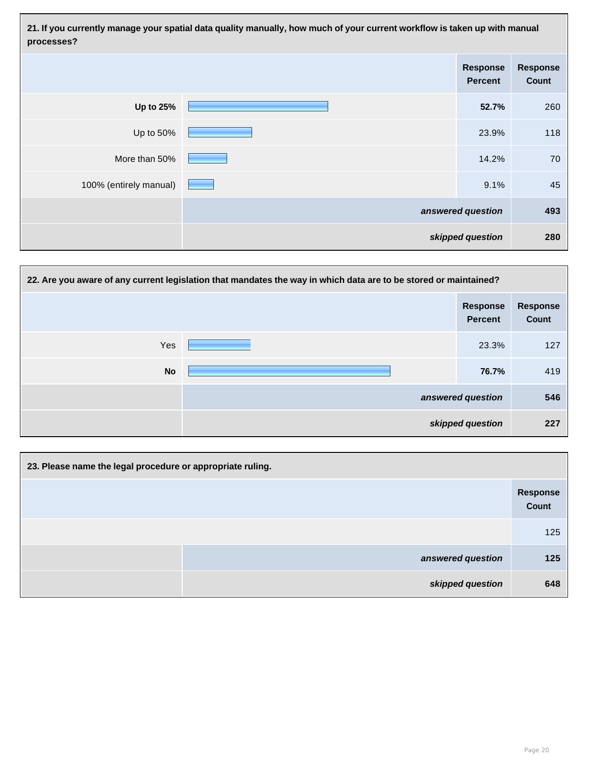**21. If you currently manage your spatial data quality manually, how much of your current workflow is taken up with manual processes?**

| | Response Percent | Response Count |
|---|---|---|
| **Up to 25%** | **52.7%** | 260 |
| Up to 50% | 23.9% | 118 |
| More than 50% | 14.2% | 70 |
| 100% (entirely manual) | 9.1% | 45 |
| | ***answered question*** | **493** |
| | ***skipped question*** | **280** |

**22. Are you aware of any current legislation that mandates the way in which data are to be stored or maintained?**

| | Response Percent | Response Count |
|---|---|---|
| Yes | 23.3% | 127 |
| **No** | **76.7%** | 419 |
| | ***answered question*** | **546** |
| | ***skipped question*** | **227** |

**23. Please name the legal procedure or appropriate ruling.**

| | Response Count |
|---|---|
| | 125 |
| ***answered question*** | **125** |
| ***skipped question*** | **648** |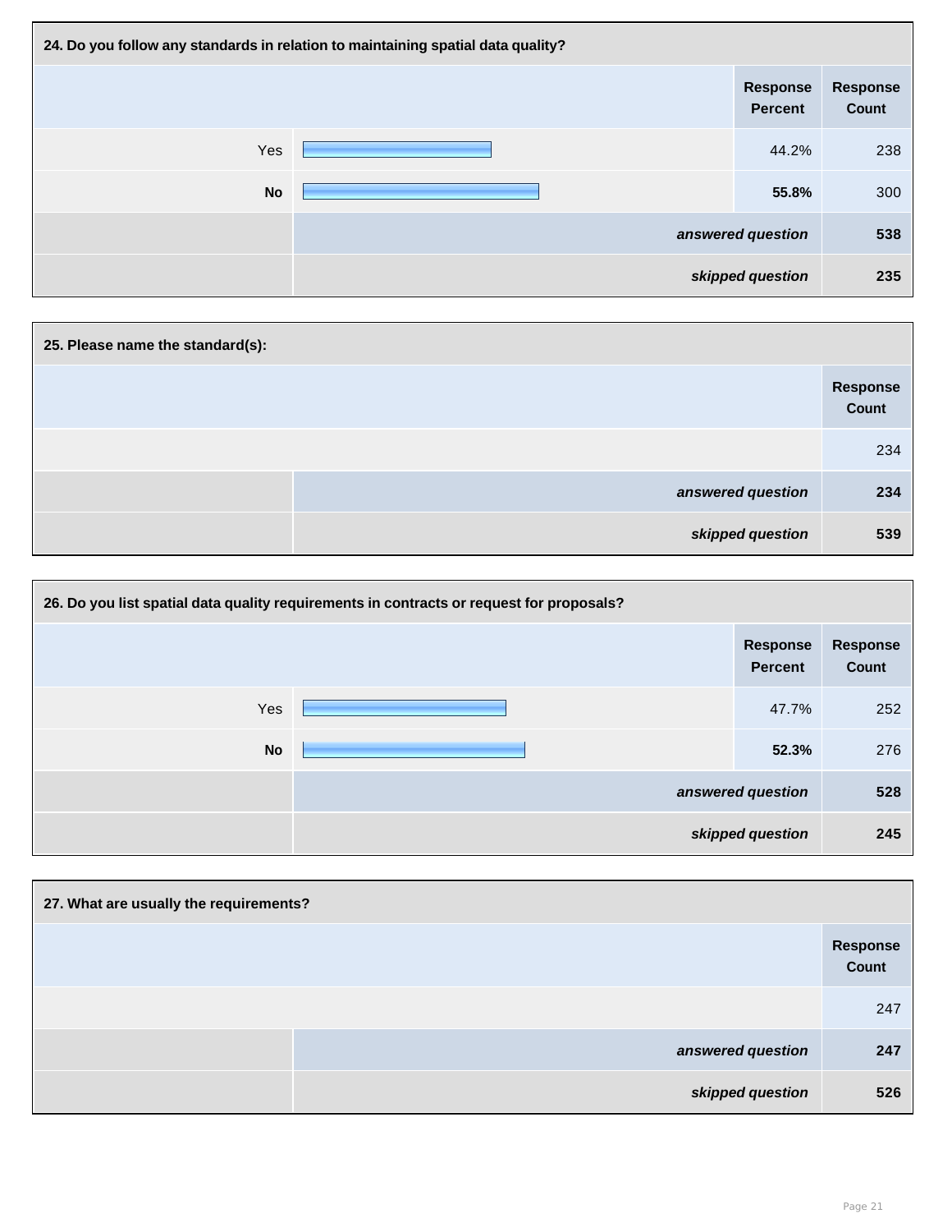**24. Do you follow any standards in relation to maintaining spatial data quality?**

| | Response Percent | Response Count |
|---|---|---|
| Yes | 44.2% | 238 |
| **No** | **55.8%** | 300 |
| *answered question* | | **538** |
| *skipped question* | | **235** |

**25. Please name the standard(s):**

| | Response Count |
|---|---|
| | 234 |
| *answered question* | **234** |
| *skipped question* | **539** |

**26. Do you list spatial data quality requirements in contracts or request for proposals?**

| | Response Percent | Response Count |
|---|---|---|
| Yes | 47.7% | 252 |
| **No** | **52.3%** | 276 |
| *answered question* | | **528** |
| *skipped question* | | **245** |

**27. What are usually the requirements?**

| | Response Count |
|---|---|
| | 247 |
| *answered question* | **247** |
| *skipped question* | **526** |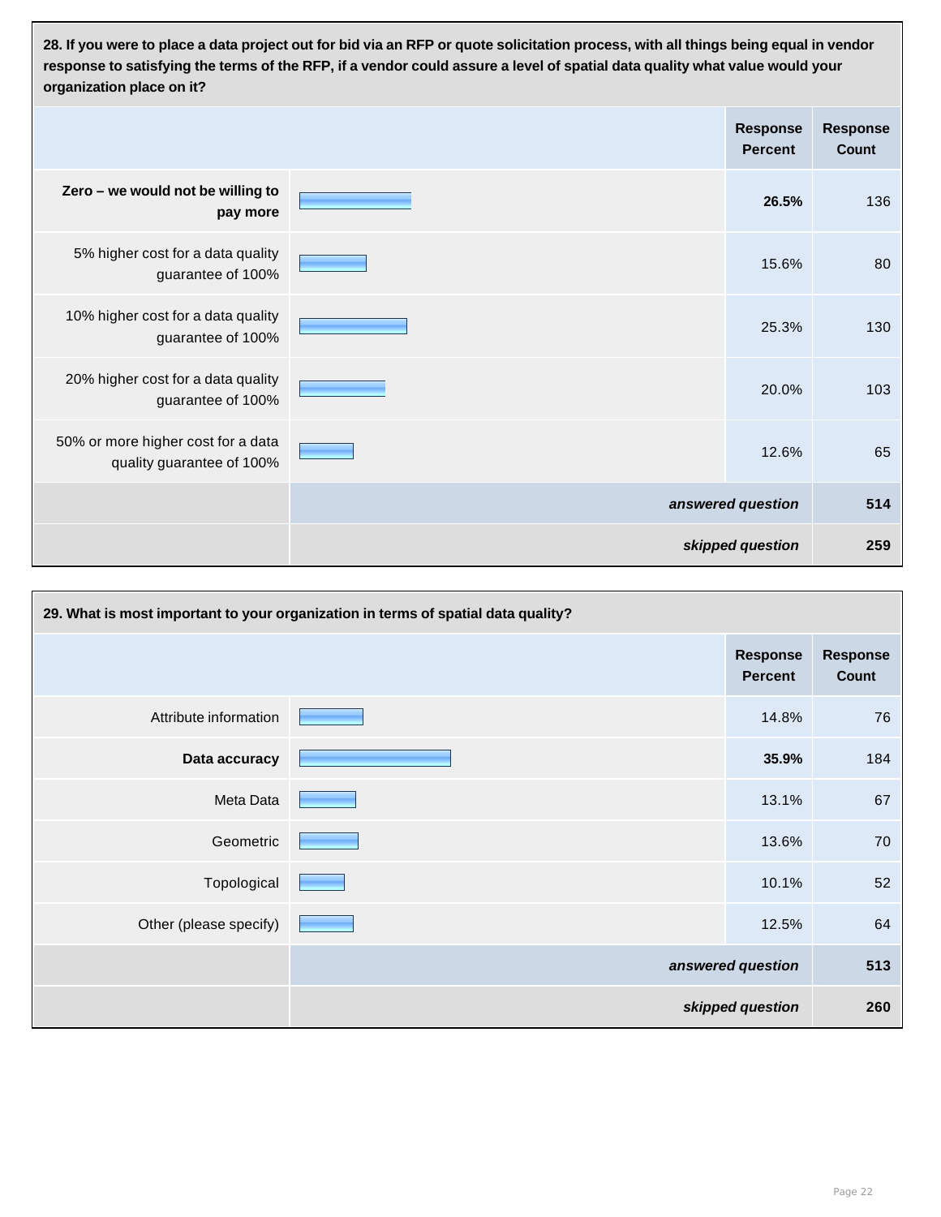**28. If you were to place a data project out for bid via an RFP or quote solicitation process, with all things being equal in vendor response to satisfying the terms of the RFP, if a vendor could assure a level of spatial data quality what value would your organization place on it?**

| | Response Percent | Response Count |
|---|---|---|
| **Zero – we would not be willing to pay more** | **26.5%** | 136 |
| 5% higher cost for a data quality guarantee of 100% | 15.6% | 80 |
| 10% higher cost for a data quality guarantee of 100% | 25.3% | 130 |
| 20% higher cost for a data quality guarantee of 100% | 20.0% | 103 |
| 50% or more higher cost for a data quality guarantee of 100% | 12.6% | 65 |
| | ***answered question*** | **514** |
| | ***skipped question*** | **259** |

**29. What is most important to your organization in terms of spatial data quality?**

| | Response Percent | Response Count |
|---|---|---|
| Attribute information | 14.8% | 76 |
| **Data accuracy** | **35.9%** | 184 |
| Meta Data | 13.1% | 67 |
| Geometric | 13.6% | 70 |
| Topological | 10.1% | 52 |
| Other (please specify) | 12.5% | 64 |
| | ***answered question*** | **513** |
| | ***skipped question*** | **260** |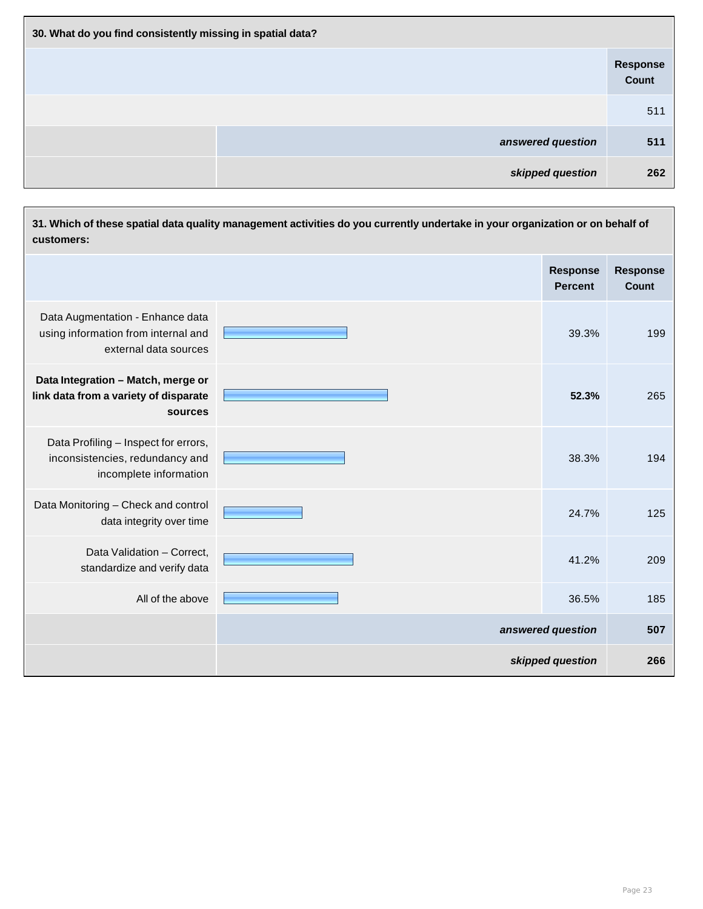**30. What do you find consistently missing in spatial data?**

| | Response Count |
|---|---|
| | 511 |
| ***answered question*** | **511** |
| ***skipped question*** | **262** |

**31. Which of these spatial data quality management activities do you currently undertake in your organization or on behalf of customers:**

| | Response Percent | Response Count |
|---|---|---|
| Data Augmentation - Enhance data using information from internal and external data sources | 39.3% | 199 |
| **Data Integration – Match, merge or link data from a variety of disparate sources** | **52.3%** | 265 |
| Data Profiling – Inspect for errors, inconsistencies, redundancy and incomplete information | 38.3% | 194 |
| Data Monitoring – Check and control data integrity over time | 24.7% | 125 |
| Data Validation – Correct, standardize and verify data | 41.2% | 209 |
| All of the above | 36.5% | 185 |
| ***answered question*** | | **507** |
| ***skipped question*** | | **266** |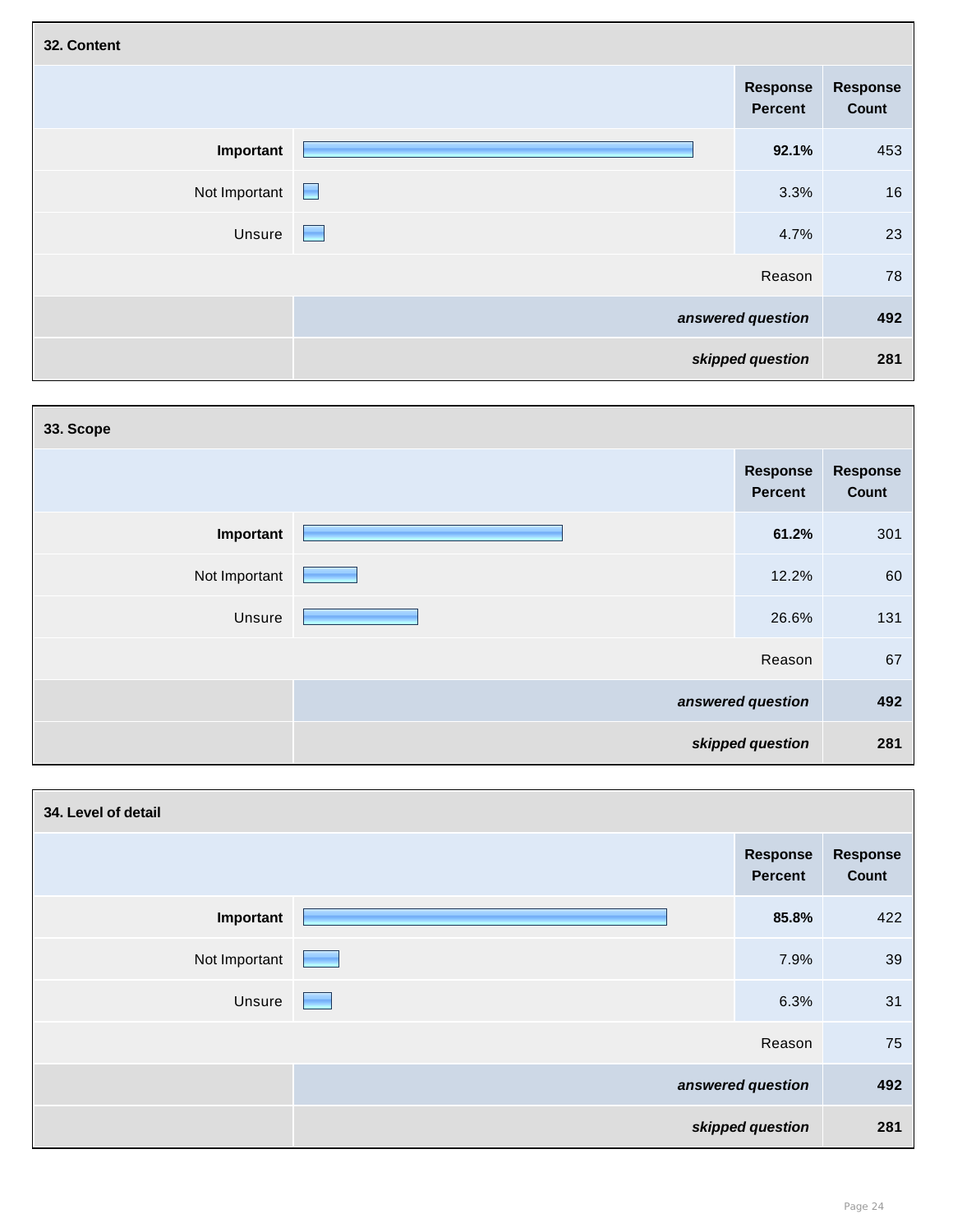### 32. Content

| | Response Percent | Response Count |
|---|---|---|
| **Important** | **92.1%** | 453 |
| Not Important | 3.3% | 16 |
| Unsure | 4.7% | 23 |
| Reason | | 78 |
| ***answered question*** | | **492** |
| ***skipped question*** | | **281** |

### 33. Scope

| | Response Percent | Response Count |
|---|---|---|
| **Important** | **61.2%** | 301 |
| Not Important | 12.2% | 60 |
| Unsure | 26.6% | 131 |
| Reason | | 67 |
| ***answered question*** | | **492** |
| ***skipped question*** | | **281** |

### 34. Level of detail

| | Response Percent | Response Count |
|---|---|---|
| **Important** | **85.8%** | 422 |
| Not Important | 7.9% | 39 |
| Unsure | 6.3% | 31 |
| Reason | | 75 |
| ***answered question*** | | **492** |
| ***skipped question*** | | **281** |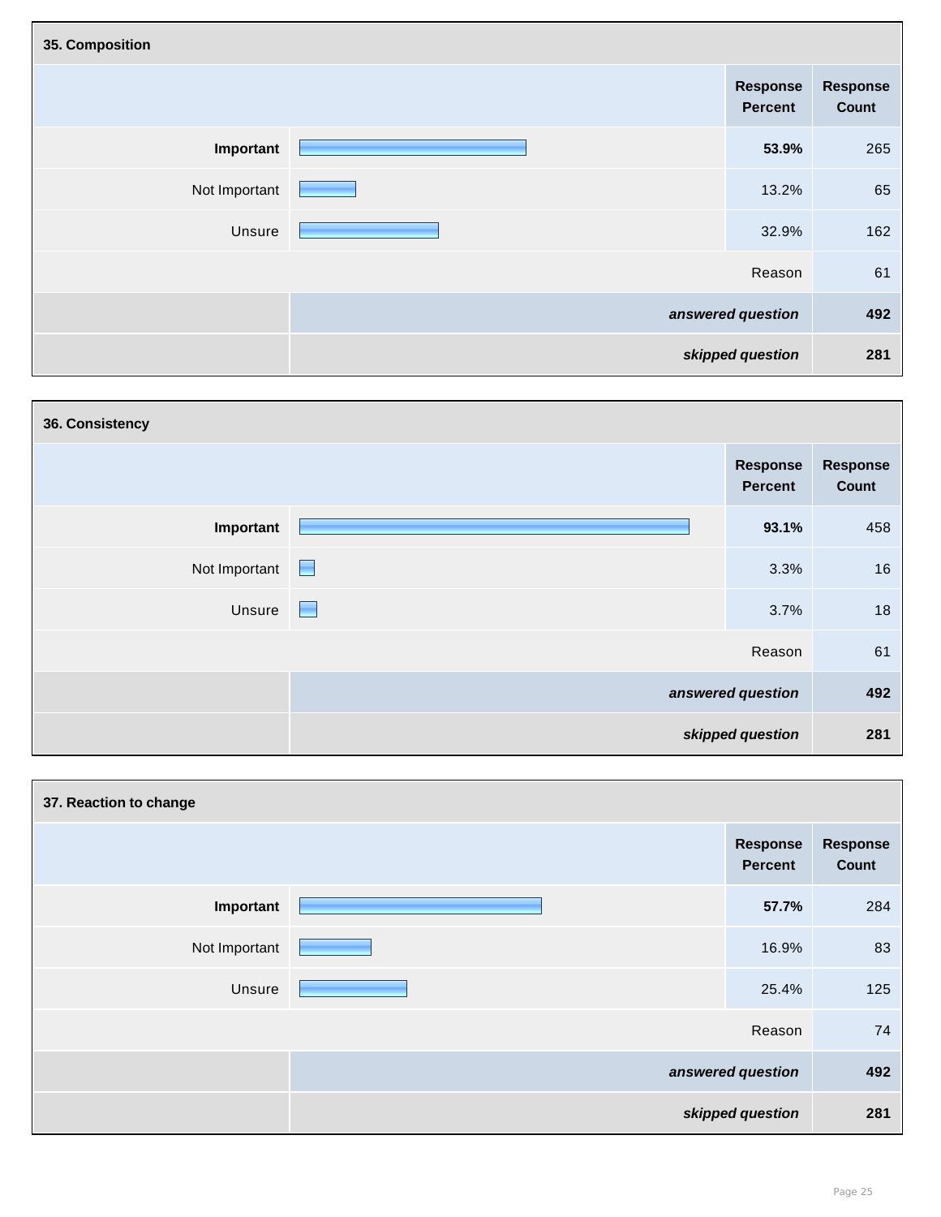### 35. Composition

| | Response Percent | Response Count |
|---|---|---|
| **Important** | **53.9%** | 265 |
| Not Important | 13.2% | 65 |
| Unsure | 32.9% | 162 |
| Reason | | 61 |
| ***answered question*** | | **492** |
| ***skipped question*** | | **281** |

### 36. Consistency

| | Response Percent | Response Count |
|---|---|---|
| **Important** | **93.1%** | 458 |
| Not Important | 3.3% | 16 |
| Unsure | 3.7% | 18 |
| Reason | | 61 |
| ***answered question*** | | **492** |
| ***skipped question*** | | **281** |

### 37. Reaction to change

| | Response Percent | Response Count |
|---|---|---|
| **Important** | **57.7%** | 284 |
| Not Important | 16.9% | 83 |
| Unsure | 25.4% | 125 |
| Reason | | 74 |
| ***answered question*** | | **492** |
| ***skipped question*** | | **281** |